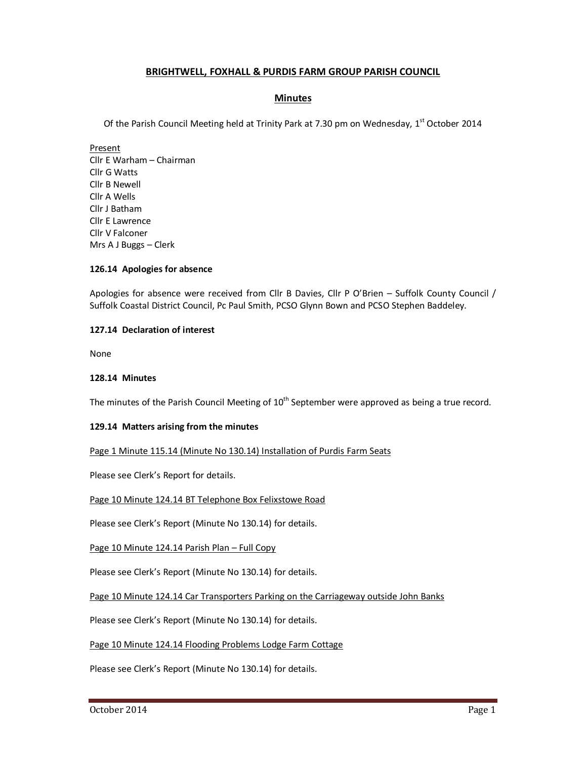# BRIGHTWELL, FOXHALL & PURDIS FARM GROUP PARISH COUNCIL

## Minutes

Of the Parish Council Meeting held at Trinity Park at 7.30 pm on Wednesday, 1st October 2014

Present
Cllr E Warham – Chairman
Cllr G Watts
Cllr B Newell
Cllr A Wells
Cllr J Batham
Cllr E Lawrence
Cllr V Falconer
Mrs A J Buggs – Clerk

### 126.14 Apologies for absence

Apologies for absence were received from Cllr B Davies, Cllr P O'Brien – Suffolk County Council / Suffolk Coastal District Council, Pc Paul Smith, PCSO Glynn Bown and PCSO Stephen Baddeley.

### 127.14 Declaration of interest

None

### 128.14 Minutes

The minutes of the Parish Council Meeting of 10th September were approved as being a true record.

### 129.14 Matters arising from the minutes

Page 1 Minute 115.14 (Minute No 130.14) Installation of Purdis Farm Seats

Please see Clerk's Report for details.

Page 10 Minute 124.14 BT Telephone Box Felixstowe Road

Please see Clerk's Report (Minute No 130.14) for details.

Page 10 Minute 124.14 Parish Plan – Full Copy

Please see Clerk's Report (Minute No 130.14) for details.

Page 10 Minute 124.14 Car Transporters Parking on the Carriageway outside John Banks

Please see Clerk's Report (Minute No 130.14) for details.

Page 10 Minute 124.14 Flooding Problems Lodge Farm Cottage

Please see Clerk's Report (Minute No 130.14) for details.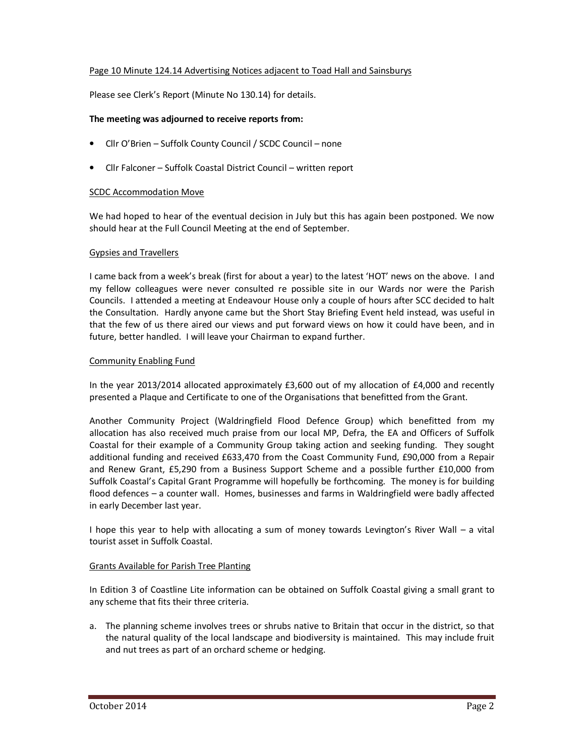Page 10 Minute 124.14 Advertising Notices adjacent to Toad Hall and Sainsburys

Please see Clerk's Report (Minute No 130.14) for details.

**The meeting was adjourned to receive reports from:**

- Cllr O'Brien – Suffolk County Council / SCDC Council – none
- Cllr Falconer – Suffolk Coastal District Council – written report

SCDC Accommodation Move

We had hoped to hear of the eventual decision in July but this has again been postponed. We now should hear at the Full Council Meeting at the end of September.

Gypsies and Travellers

I came back from a week's break (first for about a year) to the latest 'HOT' news on the above. I and my fellow colleagues were never consulted re possible site in our Wards nor were the Parish Councils. I attended a meeting at Endeavour House only a couple of hours after SCC decided to halt the Consultation. Hardly anyone came but the Short Stay Briefing Event held instead, was useful in that the few of us there aired our views and put forward views on how it could have been, and in future, better handled. I will leave your Chairman to expand further.

Community Enabling Fund

In the year 2013/2014 allocated approximately £3,600 out of my allocation of £4,000 and recently presented a Plaque and Certificate to one of the Organisations that benefitted from the Grant.

Another Community Project (Waldringfield Flood Defence Group) which benefitted from my allocation has also received much praise from our local MP, Defra, the EA and Officers of Suffolk Coastal for their example of a Community Group taking action and seeking funding. They sought additional funding and received £633,470 from the Coast Community Fund, £90,000 from a Repair and Renew Grant, £5,290 from a Business Support Scheme and a possible further £10,000 from Suffolk Coastal's Capital Grant Programme will hopefully be forthcoming. The money is for building flood defences – a counter wall. Homes, businesses and farms in Waldringfield were badly affected in early December last year.

I hope this year to help with allocating a sum of money towards Levington's River Wall – a vital tourist asset in Suffolk Coastal.

Grants Available for Parish Tree Planting

In Edition 3 of Coastline Lite information can be obtained on Suffolk Coastal giving a small grant to any scheme that fits their three criteria.

a. The planning scheme involves trees or shrubs native to Britain that occur in the district, so that the natural quality of the local landscape and biodiversity is maintained. This may include fruit and nut trees as part of an orchard scheme or hedging.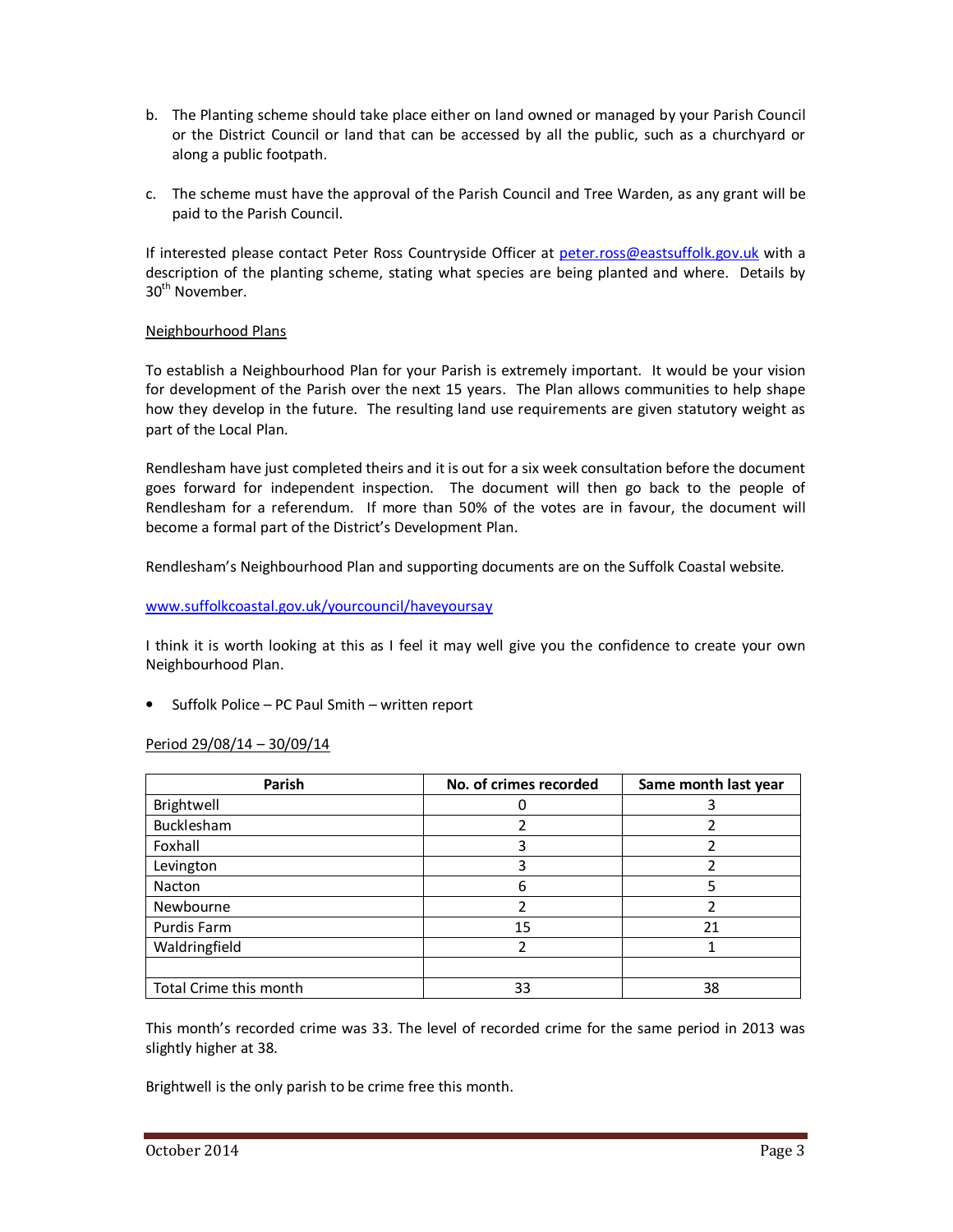b. The Planting scheme should take place either on land owned or managed by your Parish Council or the District Council or land that can be accessed by all the public, such as a churchyard or along a public footpath.

c. The scheme must have the approval of the Parish Council and Tree Warden, as any grant will be paid to the Parish Council.

If interested please contact Peter Ross Countryside Officer at peter.ross@eastsuffolk.gov.uk with a description of the planting scheme, stating what species are being planted and where. Details by 30th November.

Neighbourhood Plans

To establish a Neighbourhood Plan for your Parish is extremely important. It would be your vision for development of the Parish over the next 15 years. The Plan allows communities to help shape how they develop in the future. The resulting land use requirements are given statutory weight as part of the Local Plan.

Rendlesham have just completed theirs and it is out for a six week consultation before the document goes forward for independent inspection. The document will then go back to the people of Rendlesham for a referendum. If more than 50% of the votes are in favour, the document will become a formal part of the District's Development Plan.

Rendlesham's Neighbourhood Plan and supporting documents are on the Suffolk Coastal website.

www.suffolkcoastal.gov.uk/yourcouncil/haveyoursay

I think it is worth looking at this as I feel it may well give you the confidence to create your own Neighbourhood Plan.

- Suffolk Police – PC Paul Smith – written report

Period 29/08/14 – 30/09/14

| Parish | No. of crimes recorded | Same month last year |
|---|---|---|
| Brightwell | 0 | 3 |
| Bucklesham | 2 | 2 |
| Foxhall | 3 | 2 |
| Levington | 3 | 2 |
| Nacton | 6 | 5 |
| Newbourne | 2 | 2 |
| Purdis Farm | 15 | 21 |
| Waldringfield | 2 | 1 |
| | | |
| Total Crime this month | 33 | 38 |

This month's recorded crime was 33. The level of recorded crime for the same period in 2013 was slightly higher at 38.

Brightwell is the only parish to be crime free this month.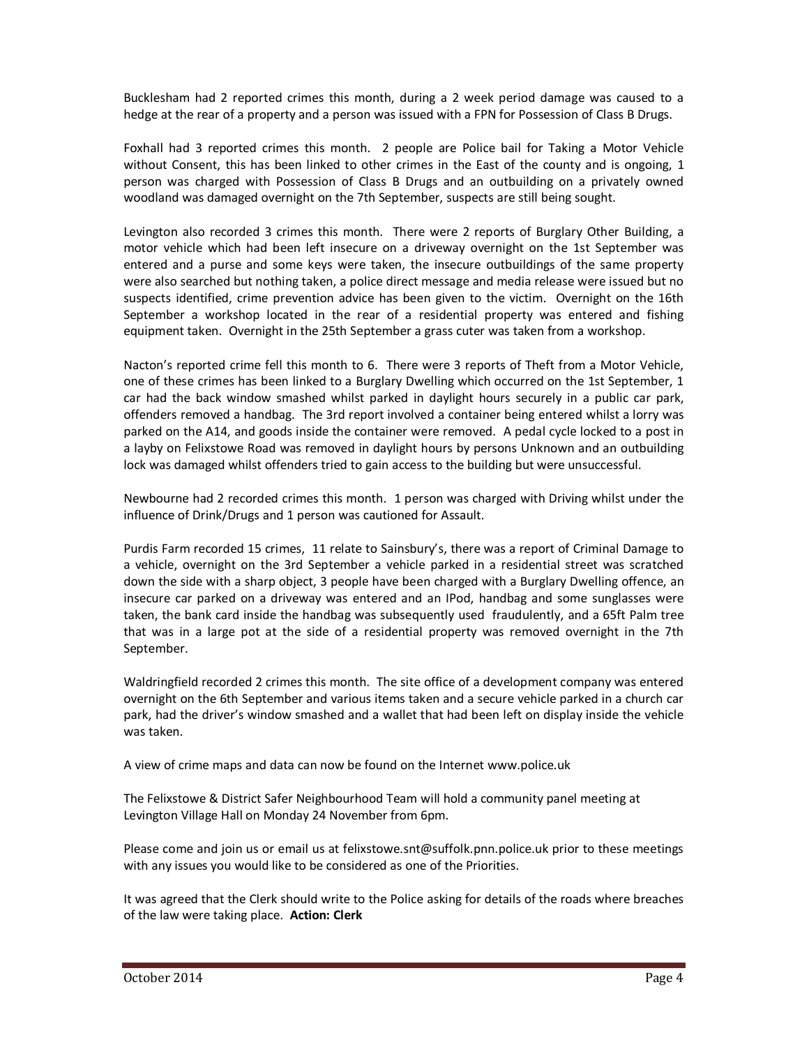Bucklesham had 2 reported crimes this month, during a 2 week period damage was caused to a hedge at the rear of a property and a person was issued with a FPN for Possession of Class B Drugs.

Foxhall had 3 reported crimes this month. 2 people are Police bail for Taking a Motor Vehicle without Consent, this has been linked to other crimes in the East of the county and is ongoing, 1 person was charged with Possession of Class B Drugs and an outbuilding on a privately owned woodland was damaged overnight on the 7th September, suspects are still being sought.

Levington also recorded 3 crimes this month. There were 2 reports of Burglary Other Building, a motor vehicle which had been left insecure on a driveway overnight on the 1st September was entered and a purse and some keys were taken, the insecure outbuildings of the same property were also searched but nothing taken, a police direct message and media release were issued but no suspects identified, crime prevention advice has been given to the victim. Overnight on the 16th September a workshop located in the rear of a residential property was entered and fishing equipment taken. Overnight in the 25th September a grass cuter was taken from a workshop.

Nacton's reported crime fell this month to 6. There were 3 reports of Theft from a Motor Vehicle, one of these crimes has been linked to a Burglary Dwelling which occurred on the 1st September, 1 car had the back window smashed whilst parked in daylight hours securely in a public car park, offenders removed a handbag. The 3rd report involved a container being entered whilst a lorry was parked on the A14, and goods inside the container were removed. A pedal cycle locked to a post in a layby on Felixstowe Road was removed in daylight hours by persons Unknown and an outbuilding lock was damaged whilst offenders tried to gain access to the building but were unsuccessful.

Newbourne had 2 recorded crimes this month. 1 person was charged with Driving whilst under the influence of Drink/Drugs and 1 person was cautioned for Assault.

Purdis Farm recorded 15 crimes, 11 relate to Sainsbury's, there was a report of Criminal Damage to a vehicle, overnight on the 3rd September a vehicle parked in a residential street was scratched down the side with a sharp object, 3 people have been charged with a Burglary Dwelling offence, an insecure car parked on a driveway was entered and an IPod, handbag and some sunglasses were taken, the bank card inside the handbag was subsequently used fraudulently, and a 65ft Palm tree that was in a large pot at the side of a residential property was removed overnight in the 7th September.

Waldringfield recorded 2 crimes this month. The site office of a development company was entered overnight on the 6th September and various items taken and a secure vehicle parked in a church car park, had the driver's window smashed and a wallet that had been left on display inside the vehicle was taken.

A view of crime maps and data can now be found on the Internet www.police.uk

The Felixstowe & District Safer Neighbourhood Team will hold a community panel meeting at Levington Village Hall on Monday 24 November from 6pm.

Please come and join us or email us at felixstowe.snt@suffolk.pnn.police.uk prior to these meetings with any issues you would like to be considered as one of the Priorities.

It was agreed that the Clerk should write to the Police asking for details of the roads where breaches of the law were taking place. **Action: Clerk**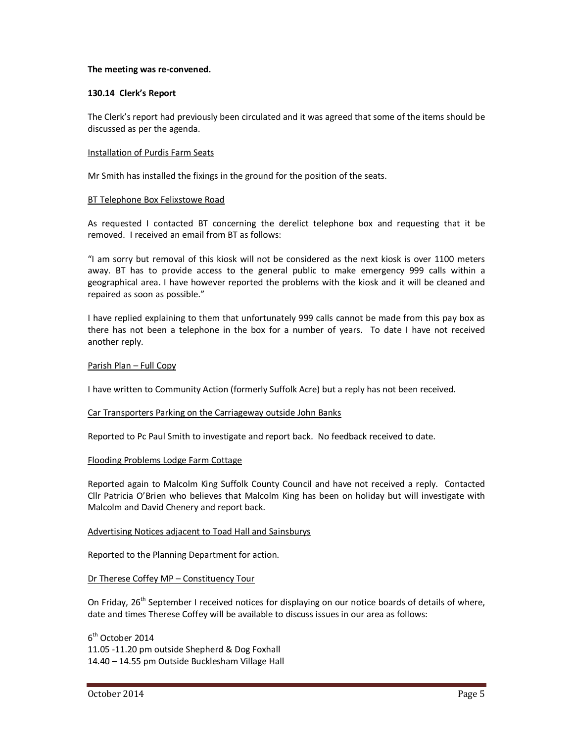**The meeting was re-convened.**

**130.14 Clerk's Report**

The Clerk's report had previously been circulated and it was agreed that some of the items should be discussed as per the agenda.

Installation of Purdis Farm Seats

Mr Smith has installed the fixings in the ground for the position of the seats.

BT Telephone Box Felixstowe Road

As requested I contacted BT concerning the derelict telephone box and requesting that it be removed. I received an email from BT as follows:

"I am sorry but removal of this kiosk will not be considered as the next kiosk is over 1100 meters away. BT has to provide access to the general public to make emergency 999 calls within a geographical area. I have however reported the problems with the kiosk and it will be cleaned and repaired as soon as possible."

I have replied explaining to them that unfortunately 999 calls cannot be made from this pay box as there has not been a telephone in the box for a number of years. To date I have not received another reply.

Parish Plan – Full Copy

I have written to Community Action (formerly Suffolk Acre) but a reply has not been received.

Car Transporters Parking on the Carriageway outside John Banks

Reported to Pc Paul Smith to investigate and report back. No feedback received to date.

Flooding Problems Lodge Farm Cottage

Reported again to Malcolm King Suffolk County Council and have not received a reply. Contacted Cllr Patricia O'Brien who believes that Malcolm King has been on holiday but will investigate with Malcolm and David Chenery and report back.

Advertising Notices adjacent to Toad Hall and Sainsburys

Reported to the Planning Department for action.

Dr Therese Coffey MP – Constituency Tour

On Friday, 26th September I received notices for displaying on our notice boards of details of where, date and times Therese Coffey will be available to discuss issues in our area as follows:

6th October 2014
11.05 -11.20 pm outside Shepherd & Dog Foxhall
14.40 – 14.55 pm Outside Bucklesham Village Hall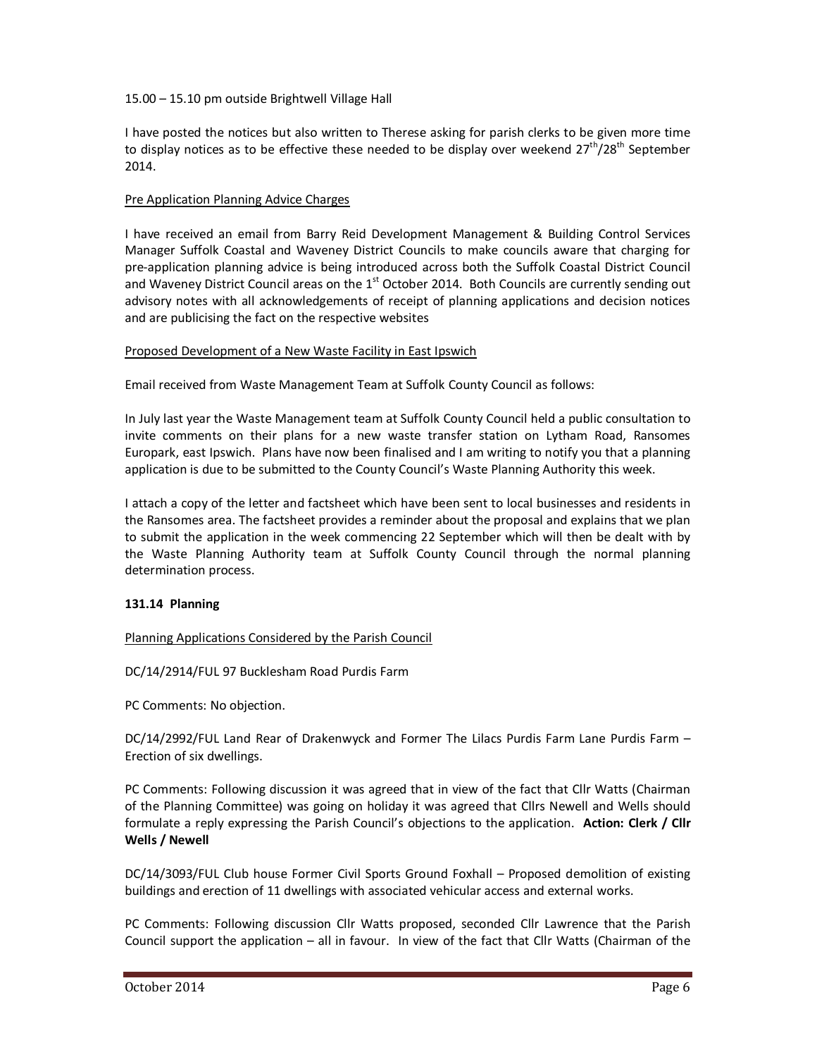15.00 – 15.10 pm outside Brightwell Village Hall

I have posted the notices but also written to Therese asking for parish clerks to be given more time to display notices as to be effective these needed to be display over weekend 27th/28th September 2014.

Pre Application Planning Advice Charges

I have received an email from Barry Reid Development Management & Building Control Services Manager Suffolk Coastal and Waveney District Councils to make councils aware that charging for pre-application planning advice is being introduced across both the Suffolk Coastal District Council and Waveney District Council areas on the 1st October 2014. Both Councils are currently sending out advisory notes with all acknowledgements of receipt of planning applications and decision notices and are publicising the fact on the respective websites

Proposed Development of a New Waste Facility in East Ipswich

Email received from Waste Management Team at Suffolk County Council as follows:

In July last year the Waste Management team at Suffolk County Council held a public consultation to invite comments on their plans for a new waste transfer station on Lytham Road, Ransomes Europark, east Ipswich. Plans have now been finalised and I am writing to notify you that a planning application is due to be submitted to the County Council's Waste Planning Authority this week.

I attach a copy of the letter and factsheet which have been sent to local businesses and residents in the Ransomes area. The factsheet provides a reminder about the proposal and explains that we plan to submit the application in the week commencing 22 September which will then be dealt with by the Waste Planning Authority team at Suffolk County Council through the normal planning determination process.

**131.14 Planning**

Planning Applications Considered by the Parish Council

DC/14/2914/FUL 97 Bucklesham Road Purdis Farm

PC Comments: No objection.

DC/14/2992/FUL Land Rear of Drakenwyck and Former The Lilacs Purdis Farm Lane Purdis Farm – Erection of six dwellings.

PC Comments: Following discussion it was agreed that in view of the fact that Cllr Watts (Chairman of the Planning Committee) was going on holiday it was agreed that Cllrs Newell and Wells should formulate a reply expressing the Parish Council's objections to the application. **Action: Clerk / Cllr Wells / Newell**

DC/14/3093/FUL Club house Former Civil Sports Ground Foxhall – Proposed demolition of existing buildings and erection of 11 dwellings with associated vehicular access and external works.

PC Comments: Following discussion Cllr Watts proposed, seconded Cllr Lawrence that the Parish Council support the application – all in favour. In view of the fact that Cllr Watts (Chairman of the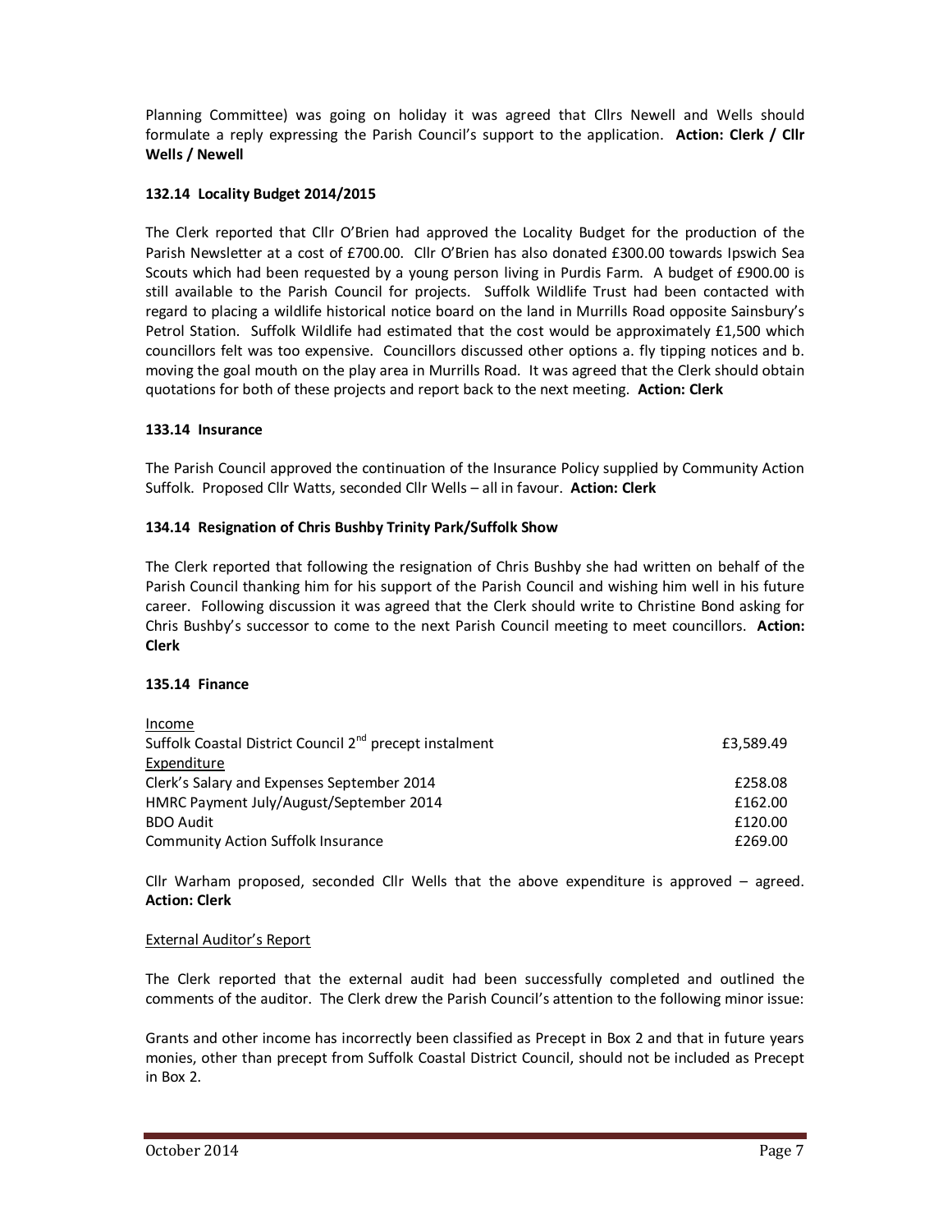Planning Committee) was going on holiday it was agreed that Cllrs Newell and Wells should formulate a reply expressing the Parish Council's support to the application. **Action: Clerk / Cllr Wells / Newell**

**132.14 Locality Budget 2014/2015**

The Clerk reported that Cllr O'Brien had approved the Locality Budget for the production of the Parish Newsletter at a cost of £700.00. Cllr O'Brien has also donated £300.00 towards Ipswich Sea Scouts which had been requested by a young person living in Purdis Farm. A budget of £900.00 is still available to the Parish Council for projects. Suffolk Wildlife Trust had been contacted with regard to placing a wildlife historical notice board on the land in Murrills Road opposite Sainsbury's Petrol Station. Suffolk Wildlife had estimated that the cost would be approximately £1,500 which councillors felt was too expensive. Councillors discussed other options a. fly tipping notices and b. moving the goal mouth on the play area in Murrills Road. It was agreed that the Clerk should obtain quotations for both of these projects and report back to the next meeting. **Action: Clerk**

**133.14 Insurance**

The Parish Council approved the continuation of the Insurance Policy supplied by Community Action Suffolk. Proposed Cllr Watts, seconded Cllr Wells – all in favour. **Action: Clerk**

**134.14 Resignation of Chris Bushby Trinity Park/Suffolk Show**

The Clerk reported that following the resignation of Chris Bushby she had written on behalf of the Parish Council thanking him for his support of the Parish Council and wishing him well in his future career. Following discussion it was agreed that the Clerk should write to Christine Bond asking for Chris Bushby's successor to come to the next Parish Council meeting to meet councillors. **Action: Clerk**

**135.14 Finance**

| | |
|---|---|
| Income | |
| Suffolk Coastal District Council 2nd precept instalment | £3,589.49 |
| Expenditure | |
| Clerk's Salary and Expenses September 2014 | £258.08 |
| HMRC Payment July/August/September 2014 | £162.00 |
| BDO Audit | £120.00 |
| Community Action Suffolk Insurance | £269.00 |

Cllr Warham proposed, seconded Cllr Wells that the above expenditure is approved – agreed. **Action: Clerk**

External Auditor's Report

The Clerk reported that the external audit had been successfully completed and outlined the comments of the auditor. The Clerk drew the Parish Council's attention to the following minor issue:

Grants and other income has incorrectly been classified as Precept in Box 2 and that in future years monies, other than precept from Suffolk Coastal District Council, should not be included as Precept in Box 2.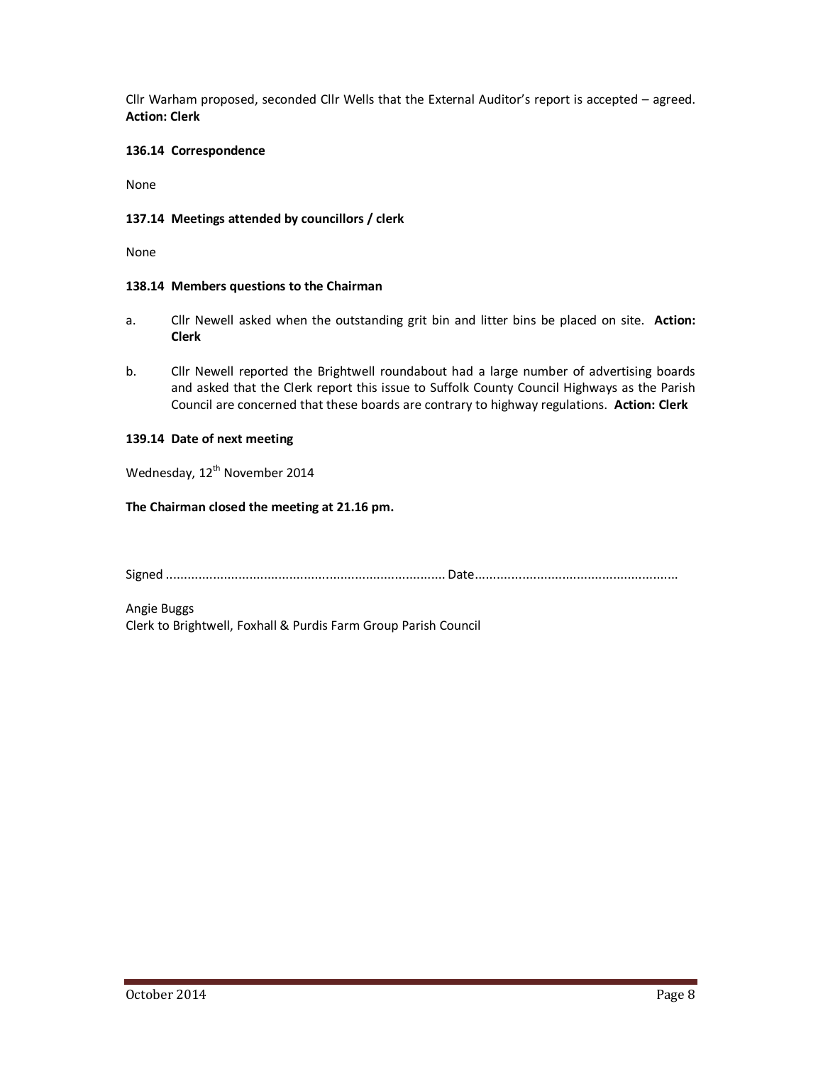Cllr Warham proposed, seconded Cllr Wells that the External Auditor's report is accepted – agreed. **Action: Clerk**

**136.14 Correspondence**

None

**137.14 Meetings attended by councillors / clerk**

None

**138.14 Members questions to the Chairman**

a. Cllr Newell asked when the outstanding grit bin and litter bins be placed on site. **Action: Clerk**

b. Cllr Newell reported the Brightwell roundabout had a large number of advertising boards and asked that the Clerk report this issue to Suffolk County Council Highways as the Parish Council are concerned that these boards are contrary to highway regulations. **Action: Clerk**

**139.14 Date of next meeting**

Wednesday, 12th November 2014

**The Chairman closed the meeting at 21.16 pm.**

Signed ............................................................................ Date........................................................

Angie Buggs
Clerk to Brightwell, Foxhall & Purdis Farm Group Parish Council